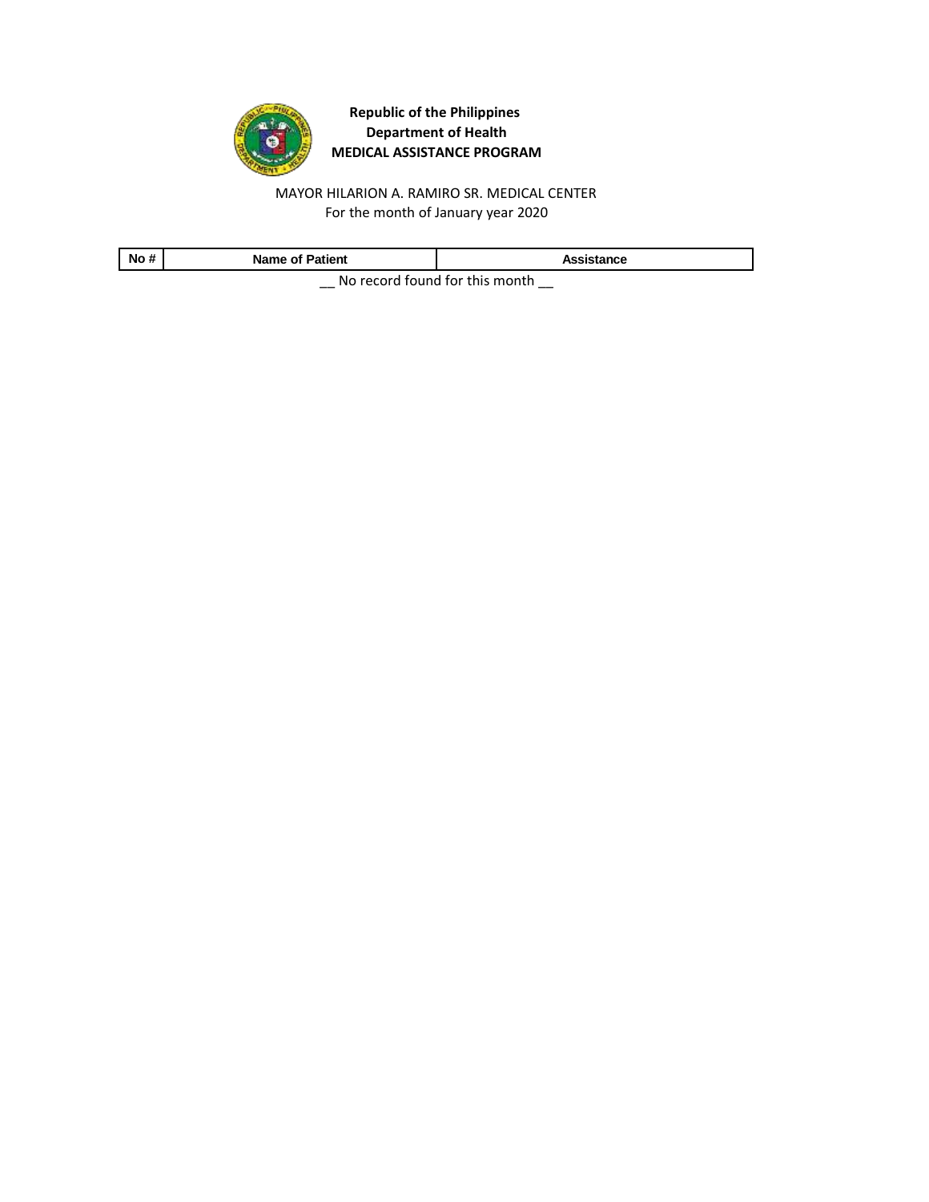**Republic of the Philippines**
**Department of Health**
**MEDICAL ASSISTANCE PROGRAM**

MAYOR HILARION A. RAMIRO SR. MEDICAL CENTER
For the month of January year 2020

| No # | Name of Patient | Assistance |
|---|---|---|

__ No record found for this month __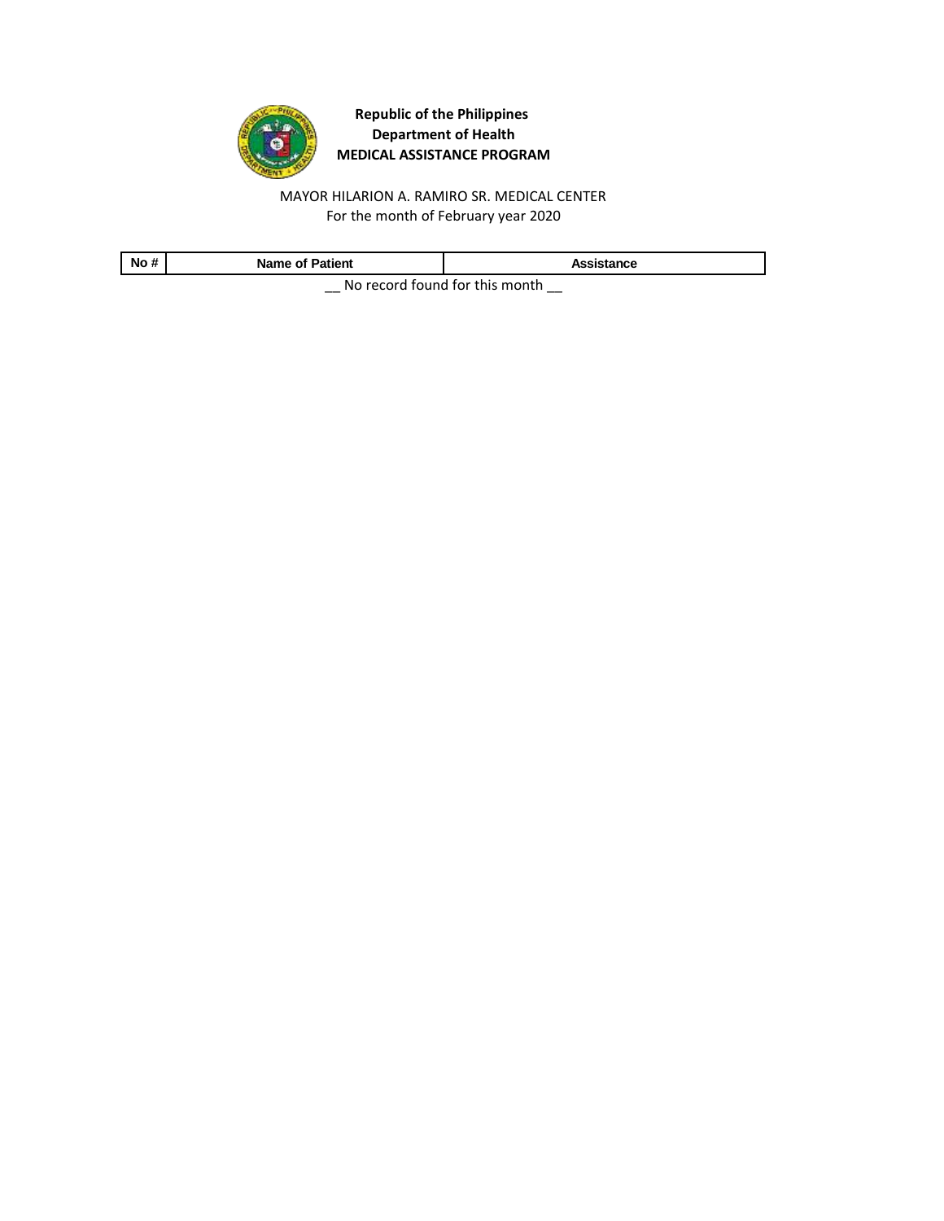**Republic of the Philippines**
**Department of Health**
**MEDICAL ASSISTANCE PROGRAM**

MAYOR HILARION A. RAMIRO SR. MEDICAL CENTER
For the month of February year 2020

| No # | Name of Patient | Assistance |
| --- | --- | --- |

__ No record found for this month __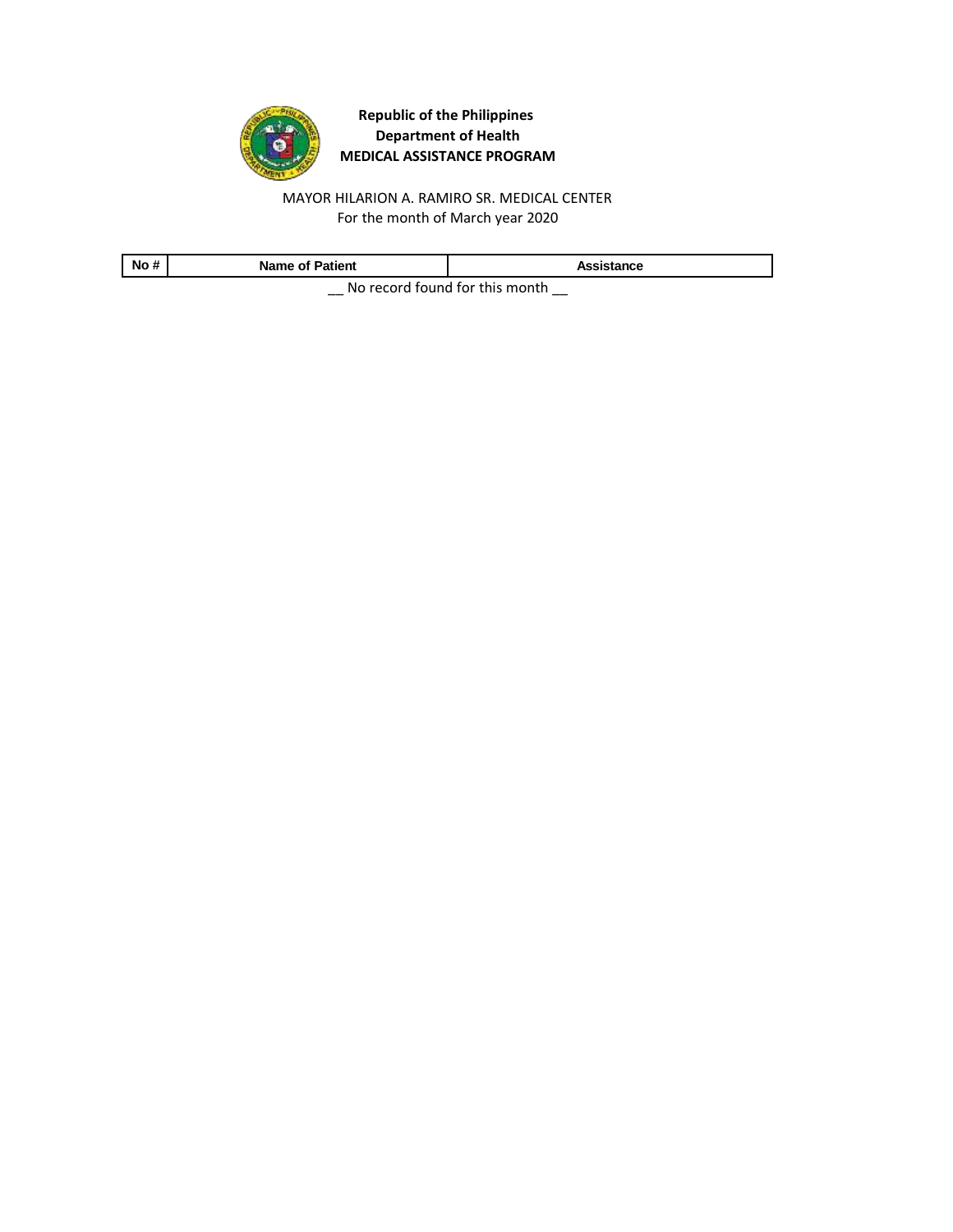**Republic of the Philippines**
**Department of Health**
**MEDICAL ASSISTANCE PROGRAM**

MAYOR HILARION A. RAMIRO SR. MEDICAL CENTER
For the month of March year 2020

| No # | Name of Patient | Assistance |
| --- | --- | --- |

__ No record found for this month __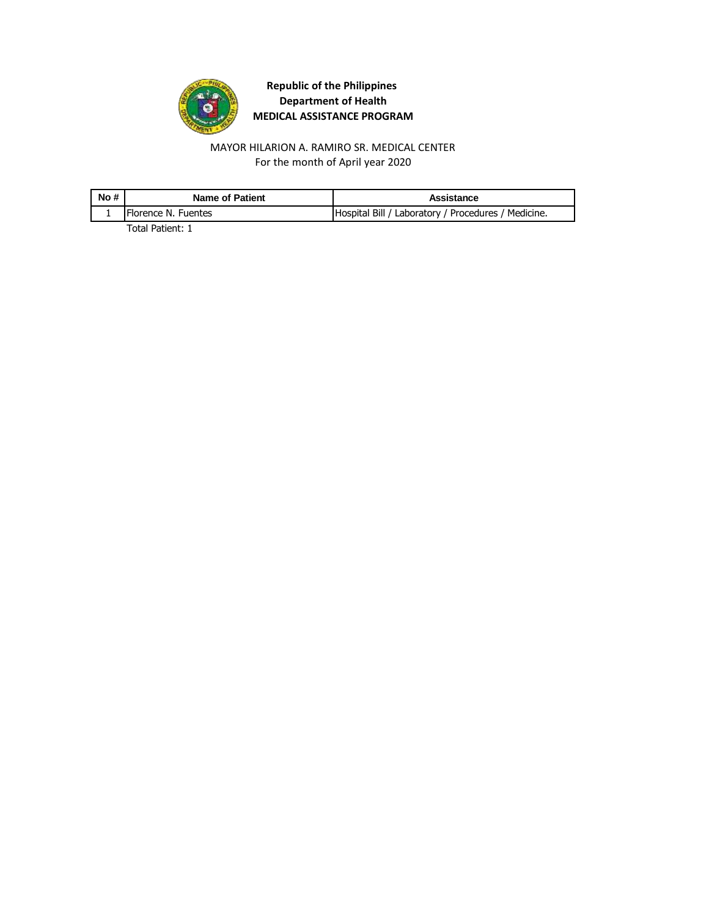**Republic of the Philippines**
**Department of Health**
**MEDICAL ASSISTANCE PROGRAM**

MAYOR HILARION A. RAMIRO SR. MEDICAL CENTER
For the month of April year 2020

| No # | Name of Patient | Assistance |
|---|---|---|
| 1 | Florence N. Fuentes | Hospital Bill / Laboratory / Procedures / Medicine. |

Total Patient: 1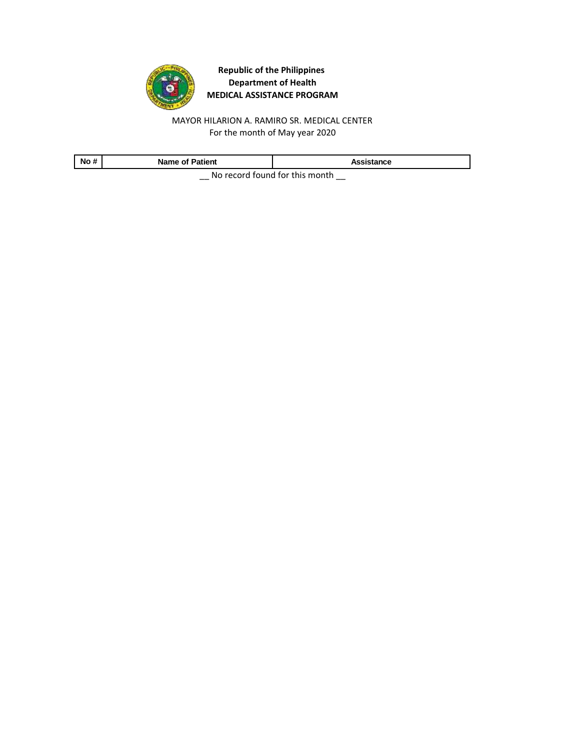**Republic of the Philippines**
**Department of Health**
**MEDICAL ASSISTANCE PROGRAM**

MAYOR HILARION A. RAMIRO SR. MEDICAL CENTER
For the month of May year 2020

| No # | Name of Patient | Assistance |
| --- | --- | --- |

__ No record found for this month __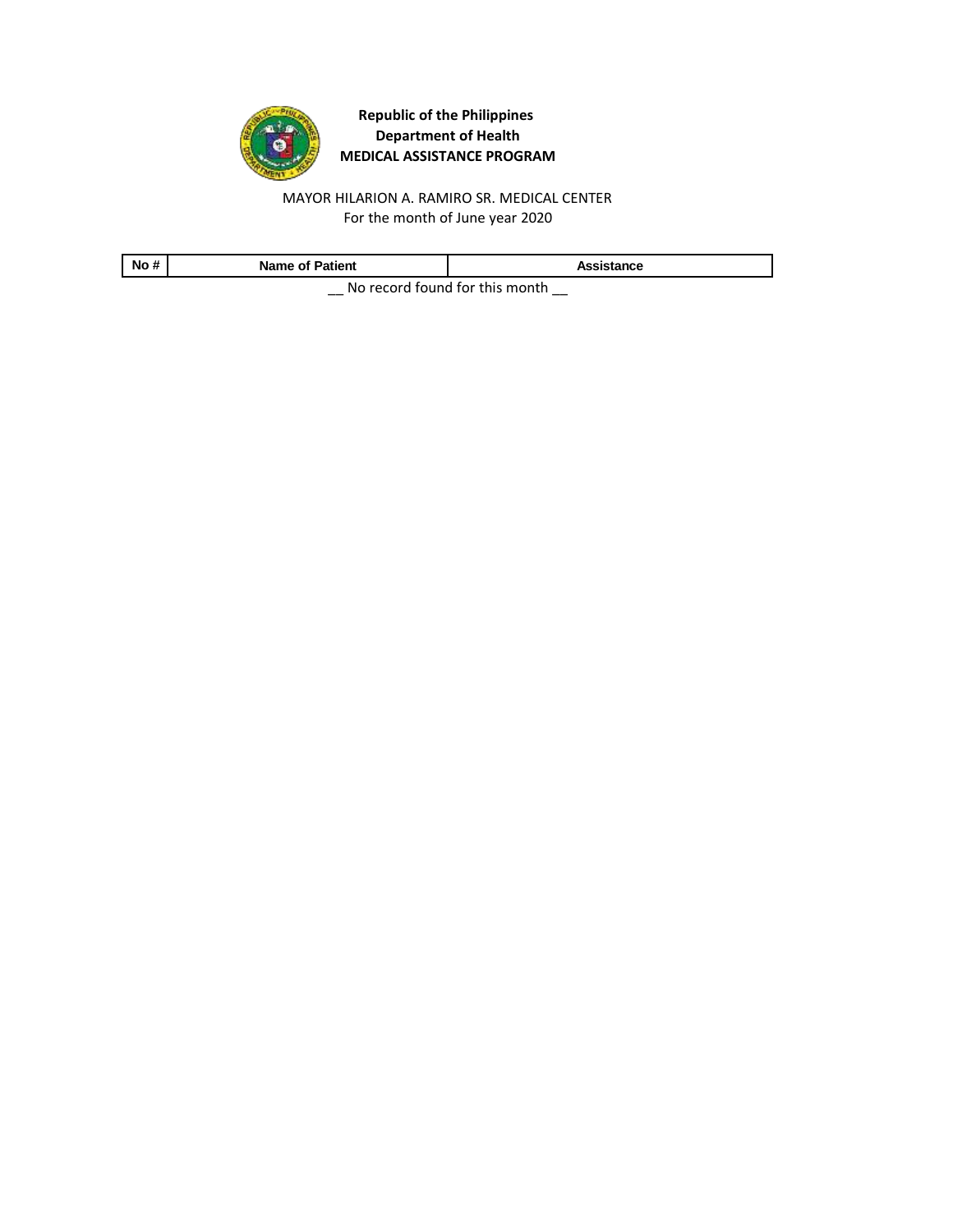**Republic of the Philippines**
**Department of Health**
**MEDICAL ASSISTANCE PROGRAM**

MAYOR HILARION A. RAMIRO SR. MEDICAL CENTER
For the month of June year 2020

| No # | Name of Patient | Assistance |
|---|---|---|

__ No record found for this month __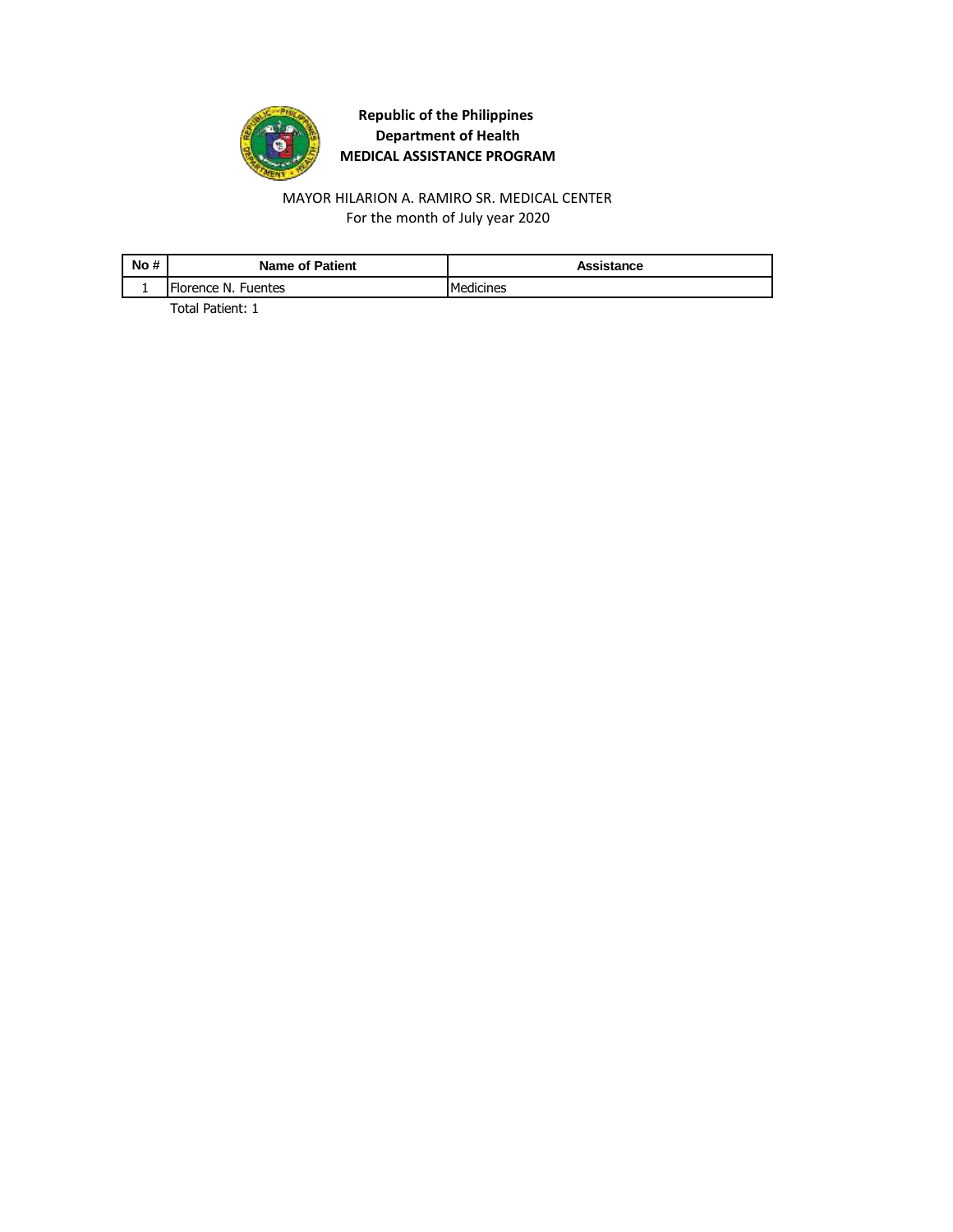**Republic of the Philippines**
**Department of Health**
**MEDICAL ASSISTANCE PROGRAM**

MAYOR HILARION A. RAMIRO SR. MEDICAL CENTER
For the month of July year 2020

| No # | Name of Patient | Assistance |
|---|---|---|
| 1 | Florence N. Fuentes | Medicines |

Total Patient: 1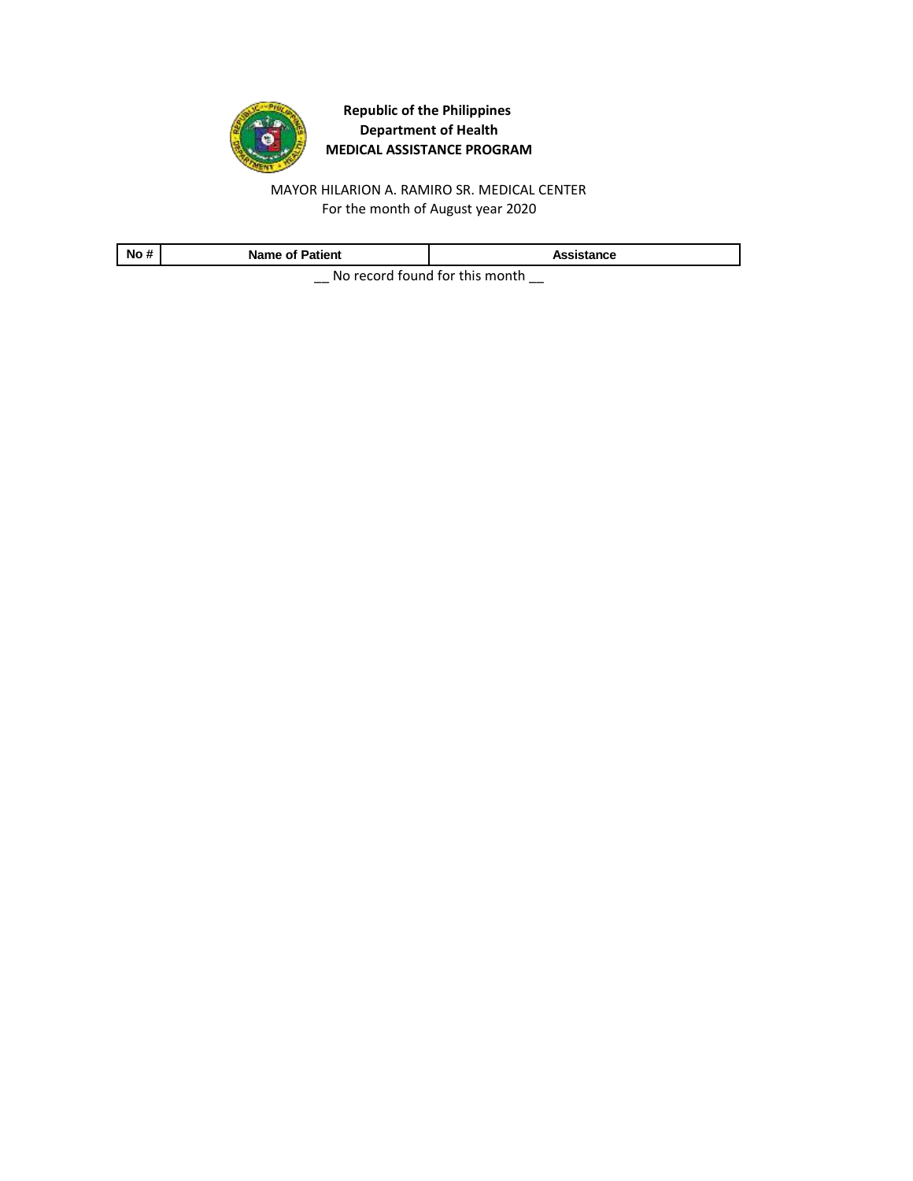**Republic of the Philippines**
**Department of Health**
**MEDICAL ASSISTANCE PROGRAM**

MAYOR HILARION A. RAMIRO SR. MEDICAL CENTER
For the month of August year 2020

| No # | Name of Patient | Assistance |
| --- | --- | --- |

__ No record found for this month __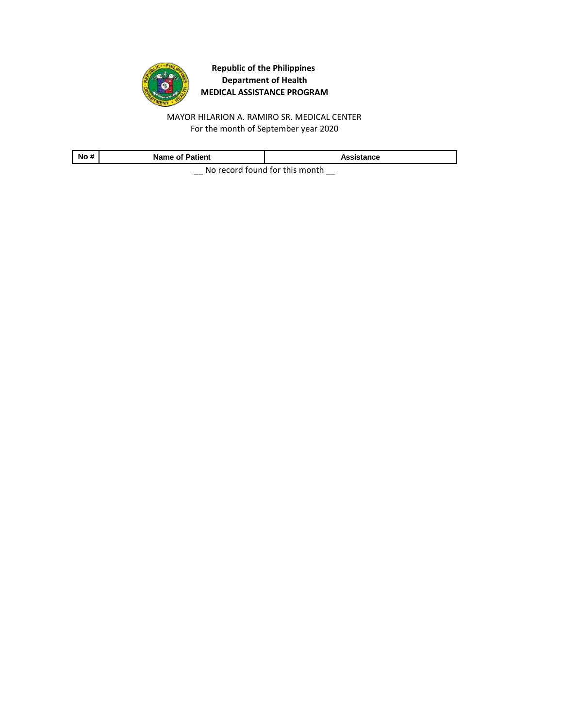**Republic of the Philippines**
**Department of Health**
**MEDICAL ASSISTANCE PROGRAM**

MAYOR HILARION A. RAMIRO SR. MEDICAL CENTER
For the month of September year 2020

| No # | Name of Patient | Assistance |
|---|---|---|

__ No record found for this month __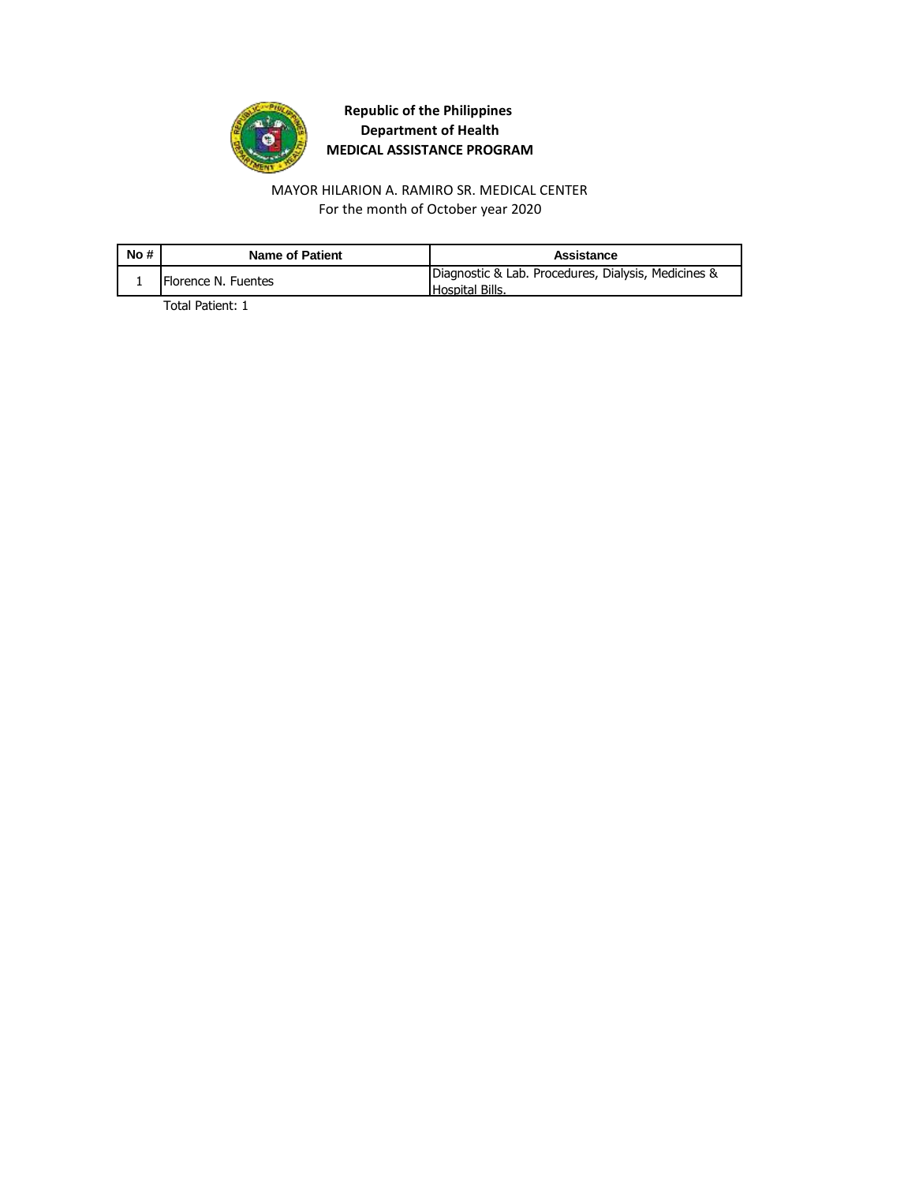**Republic of the Philippines**
**Department of Health**
**MEDICAL ASSISTANCE PROGRAM**

MAYOR HILARION A. RAMIRO SR. MEDICAL CENTER
For the month of October year 2020

| No # | Name of Patient | Assistance |
|---|---|---|
| 1 | Florence N. Fuentes | Diagnostic & Lab. Procedures, Dialysis, Medicines & Hospital Bills. |

Total Patient: 1